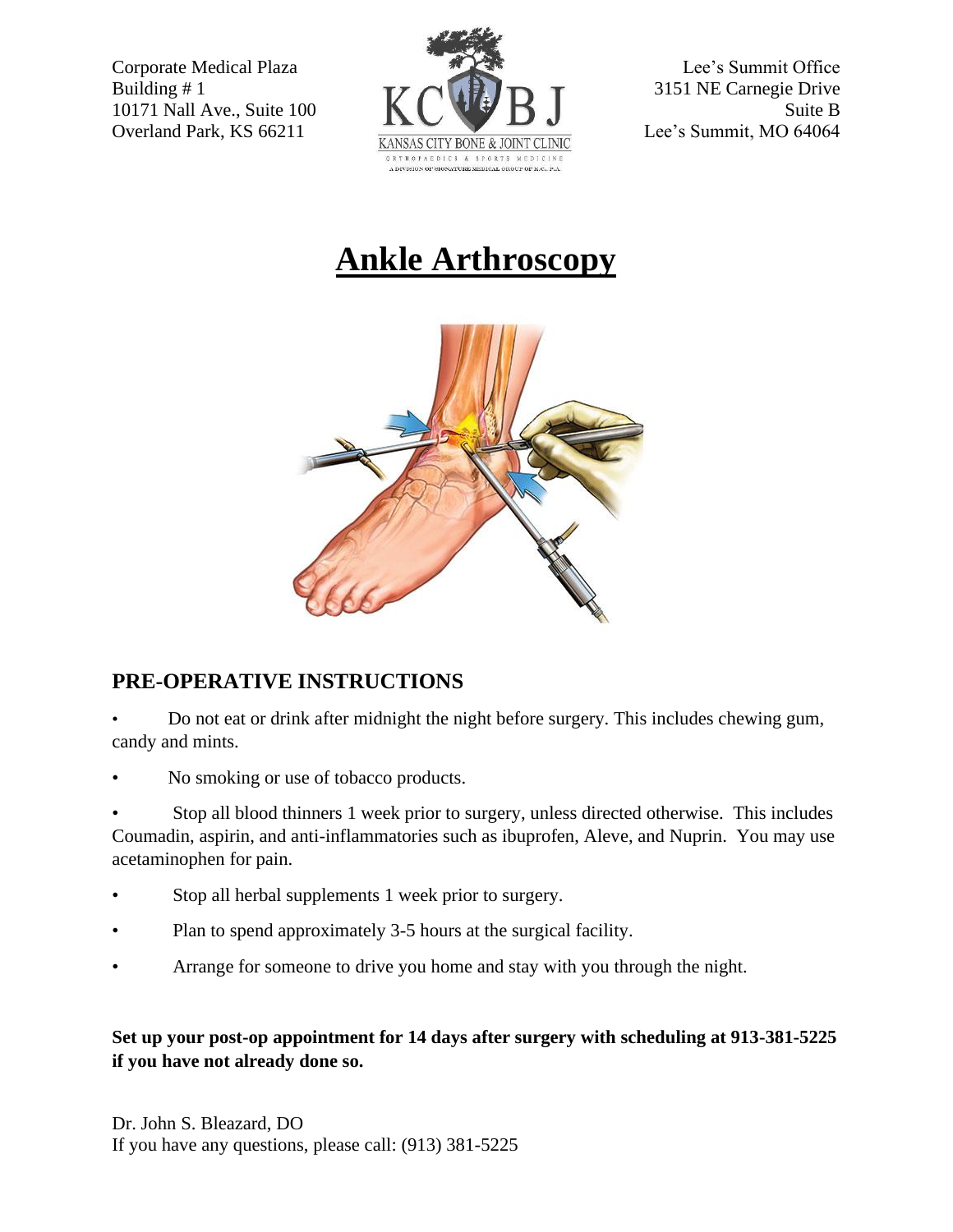Corporate Medical Plaza
Building # 1
10171 Nall Ave., Suite 100
Overland Park, KS 66211

KANSAS CITY BONE & JOINT CLINIC
ORTHOPAEDICS & SPORTS MEDICINE
A DIVISION OF SIGNATURE MEDICAL GROUP OF K.C., P.A.

Lee's Summit Office
3151 NE Carnegie Drive
Suite B
Lee's Summit, MO 64064

# Ankle Arthroscopy

## PRE-OPERATIVE INSTRUCTIONS

- Do not eat or drink after midnight the night before surgery. This includes chewing gum, candy and mints.
- No smoking or use of tobacco products.
- Stop all blood thinners 1 week prior to surgery, unless directed otherwise. This includes Coumadin, aspirin, and anti-inflammatories such as ibuprofen, Aleve, and Nuprin. You may use acetaminophen for pain.
- Stop all herbal supplements 1 week prior to surgery.
- Plan to spend approximately 3-5 hours at the surgical facility.
- Arrange for someone to drive you home and stay with you through the night.

**Set up your post-op appointment for 14 days after surgery with scheduling at 913-381-5225 if you have not already done so.**

Dr. John S. Bleazard, DO
If you have any questions, please call: (913) 381-5225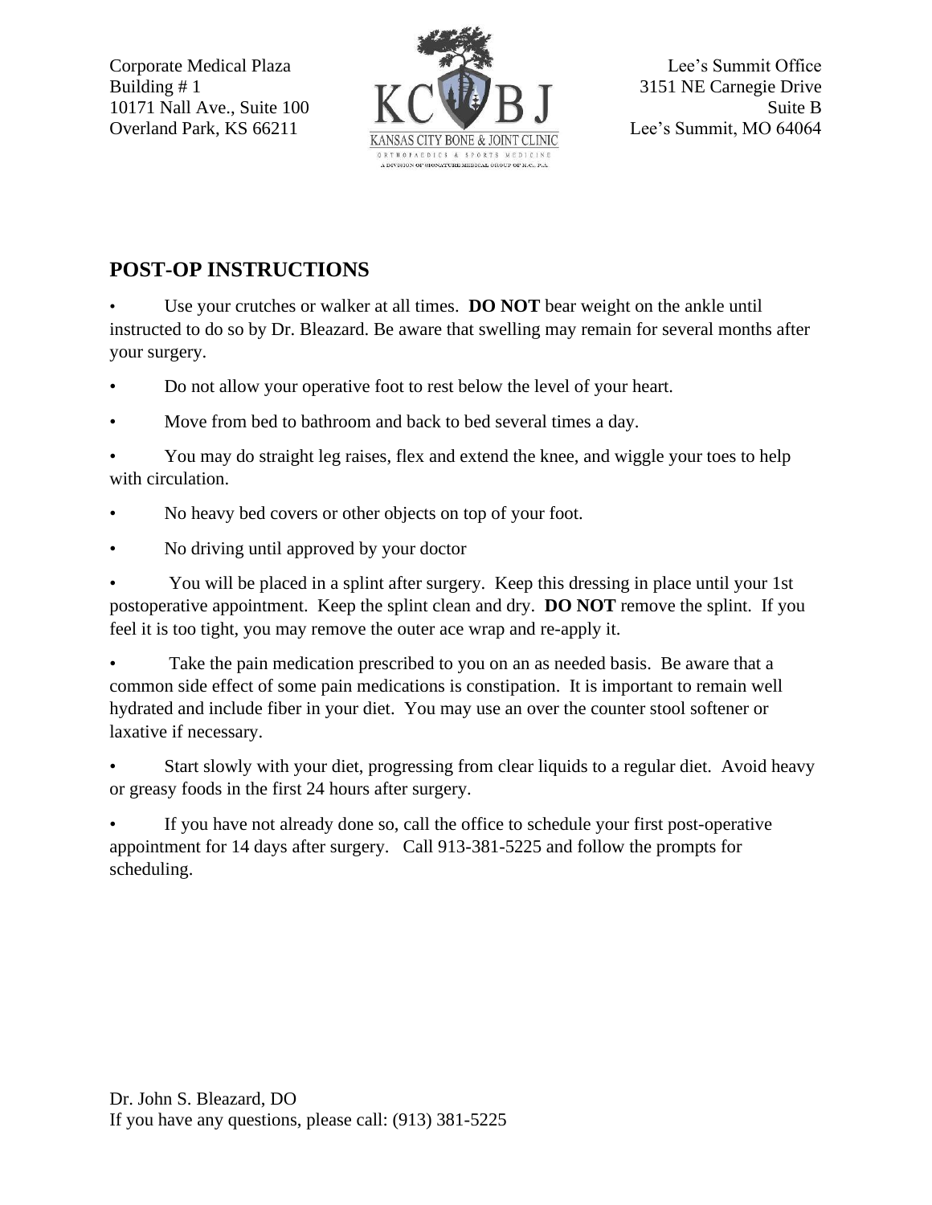Corporate Medical Plaza
Building # 1
10171 Nall Ave., Suite 100
Overland Park, KS 66211

Lee's Summit Office
3151 NE Carnegie Drive
Suite B
Lee's Summit, MO 64064

KANSAS CITY BONE & JOINT CLINIC
ORTHOPAEDICS & SPORTS MEDICINE
A DIVISION OF SIGNATURE MEDICAL GROUP OF K.C., P.A.

## POST-OP INSTRUCTIONS

- Use your crutches or walker at all times. **DO NOT** bear weight on the ankle until instructed to do so by Dr. Bleazard. Be aware that swelling may remain for several months after your surgery.
- Do not allow your operative foot to rest below the level of your heart.
- Move from bed to bathroom and back to bed several times a day.
- You may do straight leg raises, flex and extend the knee, and wiggle your toes to help with circulation.
- No heavy bed covers or other objects on top of your foot.
- No driving until approved by your doctor
- You will be placed in a splint after surgery. Keep this dressing in place until your 1st postoperative appointment. Keep the splint clean and dry. **DO NOT** remove the splint. If you feel it is too tight, you may remove the outer ace wrap and re-apply it.
- Take the pain medication prescribed to you on an as needed basis. Be aware that a common side effect of some pain medications is constipation. It is important to remain well hydrated and include fiber in your diet. You may use an over the counter stool softener or laxative if necessary.
- Start slowly with your diet, progressing from clear liquids to a regular diet. Avoid heavy or greasy foods in the first 24 hours after surgery.
- If you have not already done so, call the office to schedule your first post-operative appointment for 14 days after surgery. Call 913-381-5225 and follow the prompts for scheduling.

Dr. John S. Bleazard, DO
If you have any questions, please call: (913) 381-5225